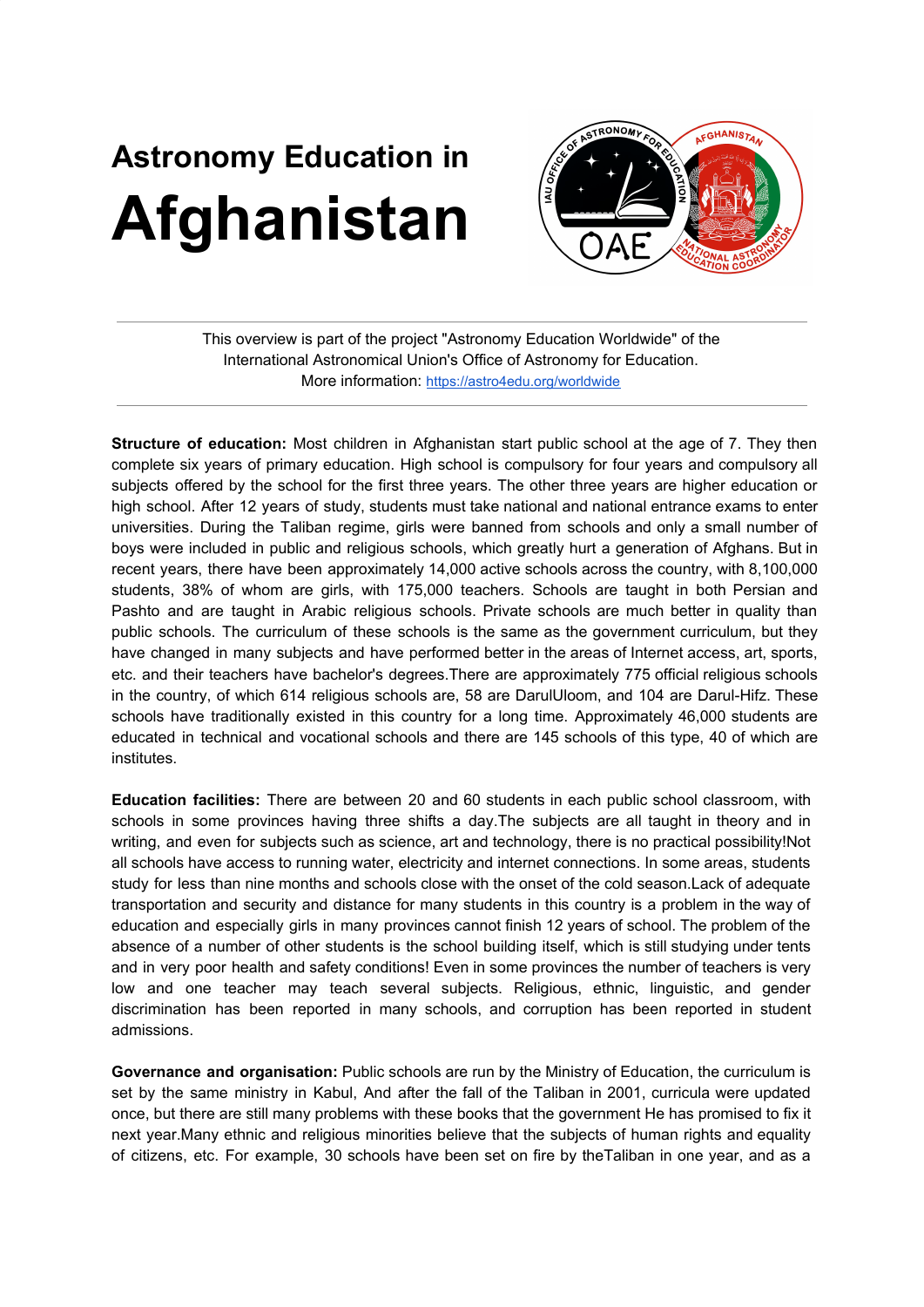# Astronomy Education in Afghanistan

This overview is part of the project "Astronomy Education Worldwide" of the International Astronomical Union's Office of Astronomy for Education. More information: https://astro4edu.org/worldwide

**Structure of education:** Most children in Afghanistan start public school at the age of 7. They then complete six years of primary education. High school is compulsory for four years and compulsory all subjects offered by the school for the first three years. The other three years are higher education or high school. After 12 years of study, students must take national and national entrance exams to enter universities. During the Taliban regime, girls were banned from schools and only a small number of boys were included in public and religious schools, which greatly hurt a generation of Afghans. But in recent years, there have been approximately 14,000 active schools across the country, with 8,100,000 students, 38% of whom are girls, with 175,000 teachers. Schools are taught in both Persian and Pashto and are taught in Arabic religious schools. Private schools are much better in quality than public schools. The curriculum of these schools is the same as the government curriculum, but they have changed in many subjects and have performed better in the areas of Internet access, art, sports, etc. and their teachers have bachelor's degrees.There are approximately 775 official religious schools in the country, of which 614 religious schools are, 58 are DarulUloom, and 104 are Darul-Hifz. These schools have traditionally existed in this country for a long time. Approximately 46,000 students are educated in technical and vocational schools and there are 145 schools of this type, 40 of which are institutes.

**Education facilities:** There are between 20 and 60 students in each public school classroom, with schools in some provinces having three shifts a day.The subjects are all taught in theory and in writing, and even for subjects such as science, art and technology, there is no practical possibility!Not all schools have access to running water, electricity and internet connections. In some areas, students study for less than nine months and schools close with the onset of the cold season.Lack of adequate transportation and security and distance for many students in this country is a problem in the way of education and especially girls in many provinces cannot finish 12 years of school. The problem of the absence of a number of other students is the school building itself, which is still studying under tents and in very poor health and safety conditions! Even in some provinces the number of teachers is very low and one teacher may teach several subjects. Religious, ethnic, linguistic, and gender discrimination has been reported in many schools, and corruption has been reported in student admissions.

**Governance and organisation:** Public schools are run by the Ministry of Education, the curriculum is set by the same ministry in Kabul, And after the fall of the Taliban in 2001, curricula were updated once, but there are still many problems with these books that the government He has promised to fix it next year.Many ethnic and religious minorities believe that the subjects of human rights and equality of citizens, etc. For example, 30 schools have been set on fire by theTaliban in one year, and as a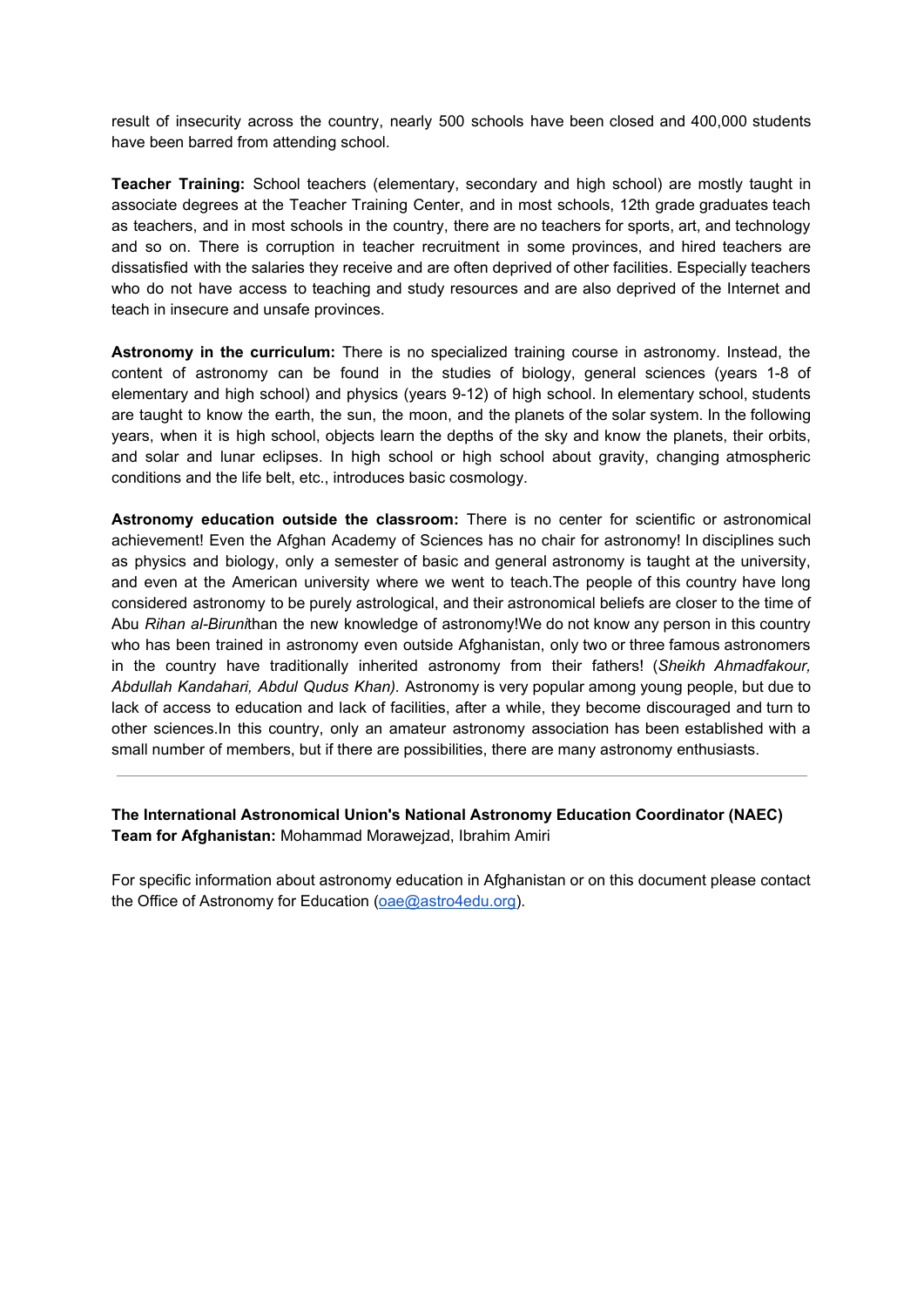result of insecurity across the country, nearly 500 schools have been closed and 400,000 students have been barred from attending school.

**Teacher Training:** School teachers (elementary, secondary and high school) are mostly taught in associate degrees at the Teacher Training Center, and in most schools, 12th grade graduates teach as teachers, and in most schools in the country, there are no teachers for sports, art, and technology and so on. There is corruption in teacher recruitment in some provinces, and hired teachers are dissatisfied with the salaries they receive and are often deprived of other facilities. Especially teachers who do not have access to teaching and study resources and are also deprived of the Internet and teach in insecure and unsafe provinces.

**Astronomy in the curriculum:** There is no specialized training course in astronomy. Instead, the content of astronomy can be found in the studies of biology, general sciences (years 1-8 of elementary and high school) and physics (years 9-12) of high school. In elementary school, students are taught to know the earth, the sun, the moon, and the planets of the solar system. In the following years, when it is high school, objects learn the depths of the sky and know the planets, their orbits, and solar and lunar eclipses. In high school or high school about gravity, changing atmospheric conditions and the life belt, etc., introduces basic cosmology.

**Astronomy education outside the classroom:** There is no center for scientific or astronomical achievement! Even the Afghan Academy of Sciences has no chair for astronomy! In disciplines such as physics and biology, only a semester of basic and general astronomy is taught at the university, and even at the American university where we went to teach.The people of this country have long considered astronomy to be purely astrological, and their astronomical beliefs are closer to the time of Abu *Rihan al-Biruni*than the new knowledge of astronomy!We do not know any person in this country who has been trained in astronomy even outside Afghanistan, only two or three famous astronomers in the country have traditionally inherited astronomy from their fathers! (*Sheikh Ahmadfakour, Abdullah Kandahari, Abdul Qudus Khan).* Astronomy is very popular among young people, but due to lack of access to education and lack of facilities, after a while, they become discouraged and turn to other sciences.In this country, only an amateur astronomy association has been established with a small number of members, but if there are possibilities, there are many astronomy enthusiasts.

---

**The International Astronomical Union's National Astronomy Education Coordinator (NAEC) Team for Afghanistan:** Mohammad Morawejzad, Ibrahim Amiri

For specific information about astronomy education in Afghanistan or on this document please contact the Office of Astronomy for Education (oae@astro4edu.org).